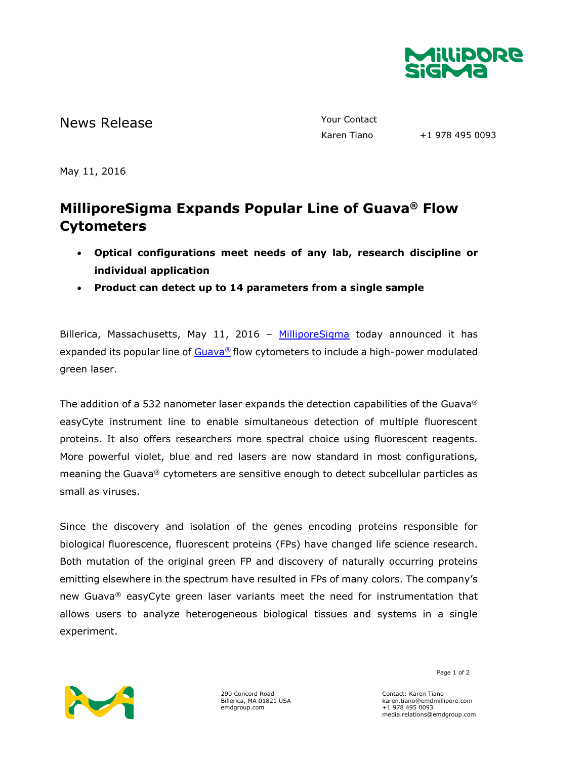News Release

Your Contact
Karen Tiano +1 978 495 0093

May 11, 2016

# MilliporeSigma Expands Popular Line of Guava® Flow Cytometers

- **Optical configurations meet needs of any lab, research discipline or individual application**
- **Product can detect up to 14 parameters from a single sample**

Billerica, Massachusetts, May 11, 2016 – MilliporeSigma today announced it has expanded its popular line of Guava® flow cytometers to include a high-power modulated green laser.

The addition of a 532 nanometer laser expands the detection capabilities of the Guava® easyCyte instrument line to enable simultaneous detection of multiple fluorescent proteins. It also offers researchers more spectral choice using fluorescent reagents. More powerful violet, blue and red lasers are now standard in most configurations, meaning the Guava® cytometers are sensitive enough to detect subcellular particles as small as viruses.

Since the discovery and isolation of the genes encoding proteins responsible for biological fluorescence, fluorescent proteins (FPs) have changed life science research. Both mutation of the original green FP and discovery of naturally occurring proteins emitting elsewhere in the spectrum have resulted in FPs of many colors. The company's new Guava® easyCyte green laser variants meet the need for instrumentation that allows users to analyze heterogeneous biological tissues and systems in a single experiment.

290 Concord Road
Billerica, MA 01821 USA
emdgroup.com

Contact: Karen Tiano
karen.tiano@emdmillipore.com
+1 978 495 0093
media.relations@emdgroup.com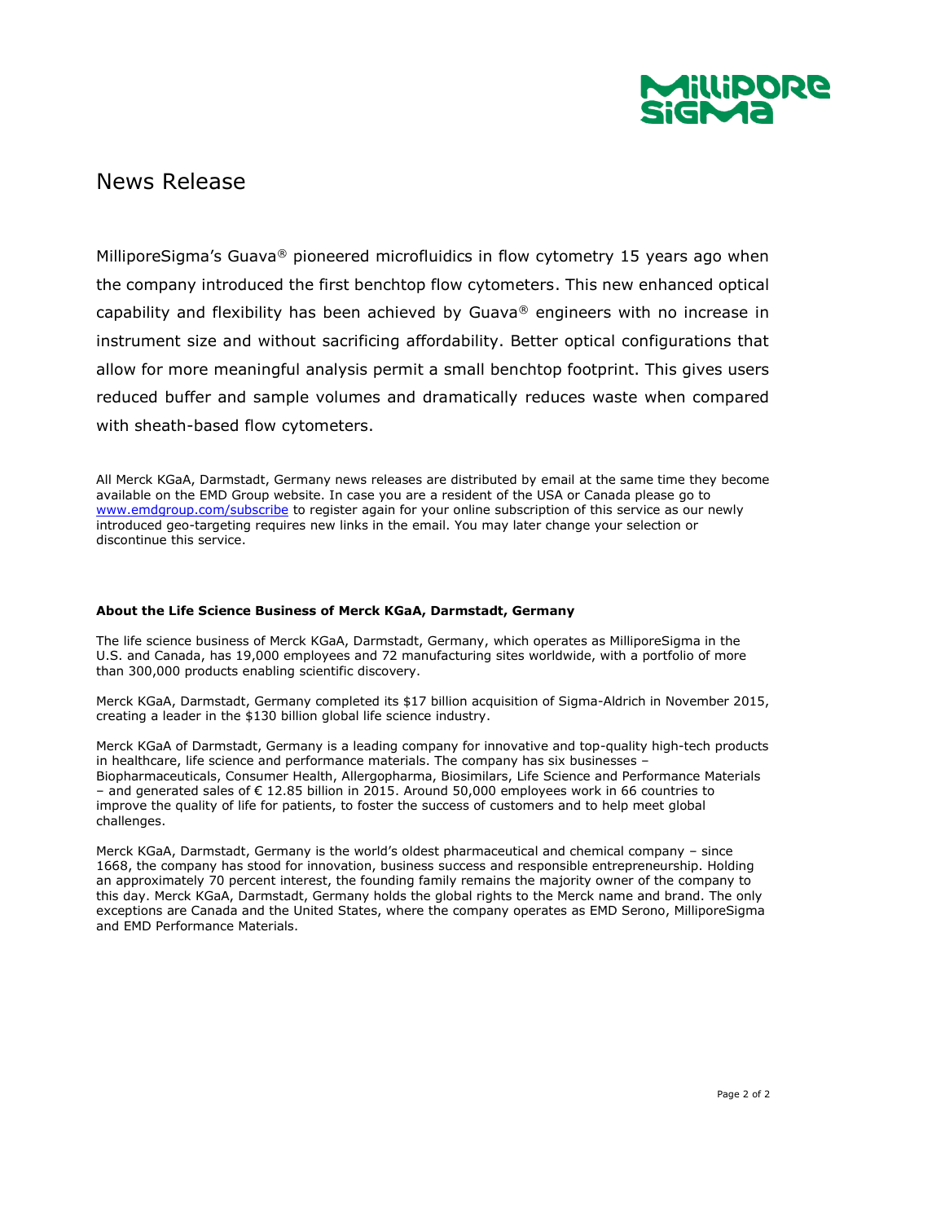# News Release

MilliporeSigma's Guava® pioneered microfluidics in flow cytometry 15 years ago when the company introduced the first benchtop flow cytometers. This new enhanced optical capability and flexibility has been achieved by Guava® engineers with no increase in instrument size and without sacrificing affordability. Better optical configurations that allow for more meaningful analysis permit a small benchtop footprint. This gives users reduced buffer and sample volumes and dramatically reduces waste when compared with sheath-based flow cytometers.

All Merck KGaA, Darmstadt, Germany news releases are distributed by email at the same time they become available on the EMD Group website. In case you are a resident of the USA or Canada please go to [www.emdgroup.com/subscribe](http://www.emdgroup.com/subscribe) to register again for your online subscription of this service as our newly introduced geo-targeting requires new links in the email. You may later change your selection or discontinue this service.

**About the Life Science Business of Merck KGaA, Darmstadt, Germany**

The life science business of Merck KGaA, Darmstadt, Germany, which operates as MilliporeSigma in the U.S. and Canada, has 19,000 employees and 72 manufacturing sites worldwide, with a portfolio of more than 300,000 products enabling scientific discovery.

Merck KGaA, Darmstadt, Germany completed its $17 billion acquisition of Sigma-Aldrich in November 2015, creating a leader in the $130 billion global life science industry.

Merck KGaA of Darmstadt, Germany is a leading company for innovative and top-quality high-tech products in healthcare, life science and performance materials. The company has six businesses – Biopharmaceuticals, Consumer Health, Allergopharma, Biosimilars, Life Science and Performance Materials – and generated sales of € 12.85 billion in 2015. Around 50,000 employees work in 66 countries to improve the quality of life for patients, to foster the success of customers and to help meet global challenges.

Merck KGaA, Darmstadt, Germany is the world's oldest pharmaceutical and chemical company – since 1668, the company has stood for innovation, business success and responsible entrepreneurship. Holding an approximately 70 percent interest, the founding family remains the majority owner of the company to this day. Merck KGaA, Darmstadt, Germany holds the global rights to the Merck name and brand. The only exceptions are Canada and the United States, where the company operates as EMD Serono, MilliporeSigma and EMD Performance Materials.